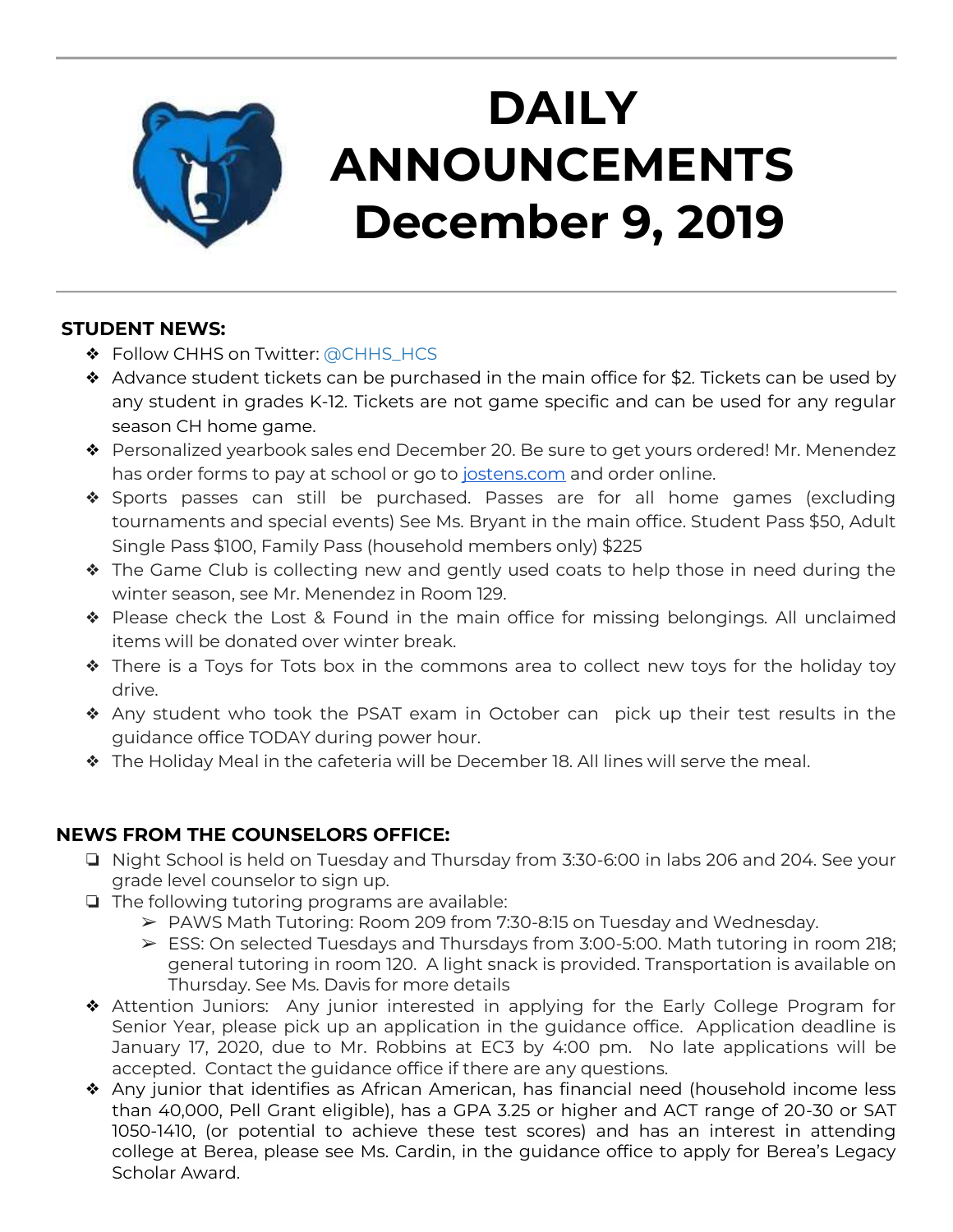# DAILY ANNOUNCEMENTS December 9, 2019

## STUDENT NEWS:

- Follow CHHS on Twitter: @CHHS_HCS
- Advance student tickets can be purchased in the main office for $2. Tickets can be used by any student in grades K-12. Tickets are not game specific and can be used for any regular season CH home game.
- Personalized yearbook sales end December 20. Be sure to get yours ordered! Mr. Menendez has order forms to pay at school or go to jostens.com and order online.
- Sports passes can still be purchased. Passes are for all home games (excluding tournaments and special events) See Ms. Bryant in the main office. Student Pass $50, Adult Single Pass $100, Family Pass (household members only) $225
- The Game Club is collecting new and gently used coats to help those in need during the winter season, see Mr. Menendez in Room 129.
- Please check the Lost & Found in the main office for missing belongings. All unclaimed items will be donated over winter break.
- There is a Toys for Tots box in the commons area to collect new toys for the holiday toy drive.
- Any student who took the PSAT exam in October can pick up their test results in the guidance office TODAY during power hour.
- The Holiday Meal in the cafeteria will be December 18. All lines will serve the meal.

## NEWS FROM THE COUNSELORS OFFICE:

- Night School is held on Tuesday and Thursday from 3:30-6:00 in labs 206 and 204. See your grade level counselor to sign up.
- The following tutoring programs are available:
  - PAWS Math Tutoring: Room 209 from 7:30-8:15 on Tuesday and Wednesday.
  - ESS: On selected Tuesdays and Thursdays from 3:00-5:00. Math tutoring in room 218; general tutoring in room 120. A light snack is provided. Transportation is available on Thursday. See Ms. Davis for more details
- Attention Juniors: Any junior interested in applying for the Early College Program for Senior Year, please pick up an application in the guidance office. Application deadline is January 17, 2020, due to Mr. Robbins at EC3 by 4:00 pm. No late applications will be accepted. Contact the guidance office if there are any questions.
- Any junior that identifies as African American, has financial need (household income less than 40,000, Pell Grant eligible), has a GPA 3.25 or higher and ACT range of 20-30 or SAT 1050-1410, (or potential to achieve these test scores) and has an interest in attending college at Berea, please see Ms. Cardin, in the guidance office to apply for Berea's Legacy Scholar Award.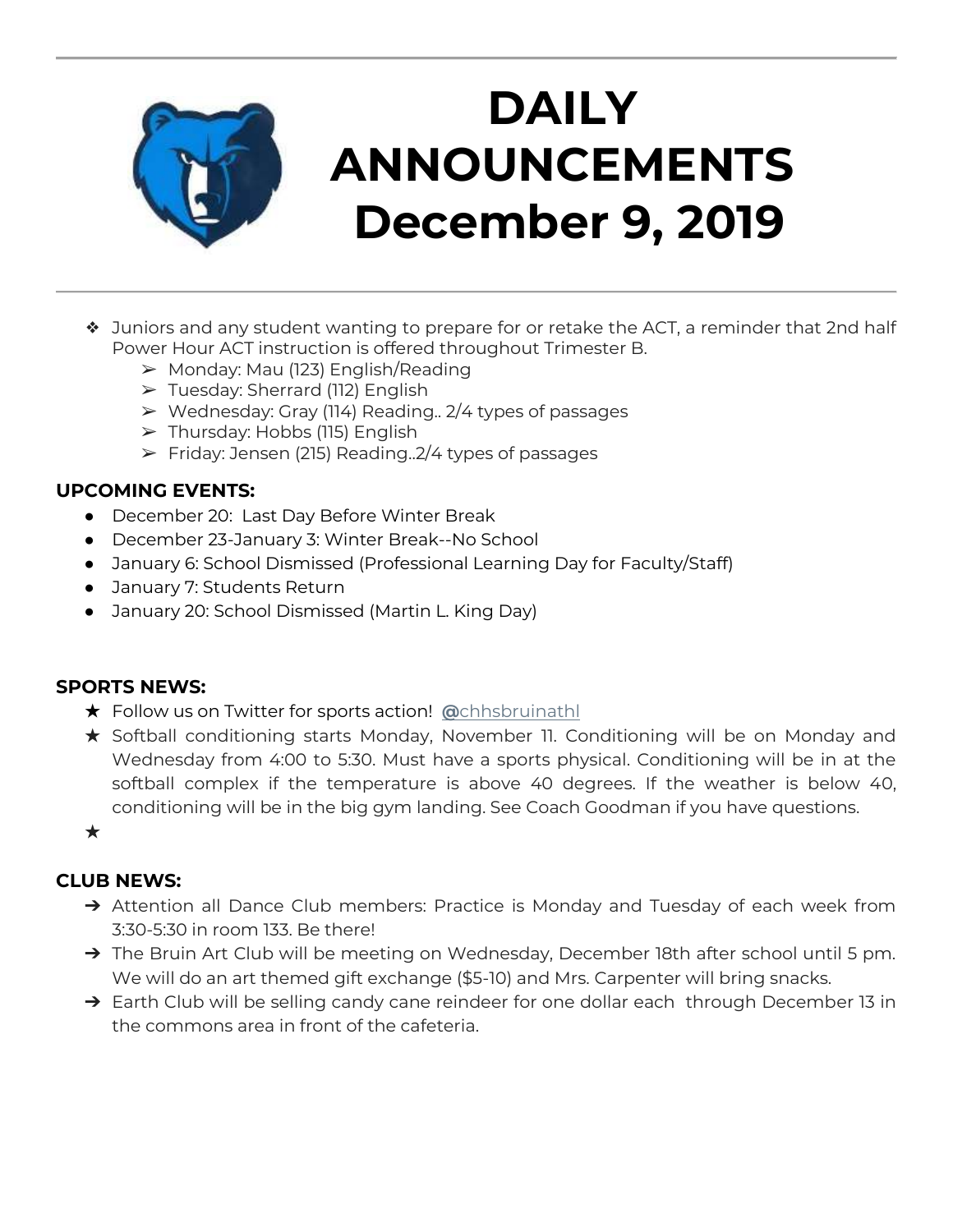# DAILY ANNOUNCEMENTS December 9, 2019

- Juniors and any student wanting to prepare for or retake the ACT, a reminder that 2nd half Power Hour ACT instruction is offered throughout Trimester B.
  - Monday: Mau (123) English/Reading
  - Tuesday: Sherrard (112) English
  - Wednesday: Gray (114) Reading.. 2/4 types of passages
  - Thursday: Hobbs (115) English
  - Friday: Jensen (215) Reading..2/4 types of passages

**UPCOMING EVENTS:**

- December 20: Last Day Before Winter Break
- December 23-January 3: Winter Break--No School
- January 6: School Dismissed (Professional Learning Day for Faculty/Staff)
- January 7: Students Return
- January 20: School Dismissed (Martin L. King Day)

**SPORTS NEWS:**

- Follow us on Twitter for sports action! @chhsbruinathl
- Softball conditioning starts Monday, November 11. Conditioning will be on Monday and Wednesday from 4:00 to 5:30. Must have a sports physical. Conditioning will be in at the softball complex if the temperature is above 40 degrees. If the weather is below 40, conditioning will be in the big gym landing. See Coach Goodman if you have questions.

**CLUB NEWS:**

- Attention all Dance Club members: Practice is Monday and Tuesday of each week from 3:30-5:30 in room 133. Be there!
- The Bruin Art Club will be meeting on Wednesday, December 18th after school until 5 pm. We will do an art themed gift exchange ($5-10) and Mrs. Carpenter will bring snacks.
- Earth Club will be selling candy cane reindeer for one dollar each through December 13 in the commons area in front of the cafeteria.